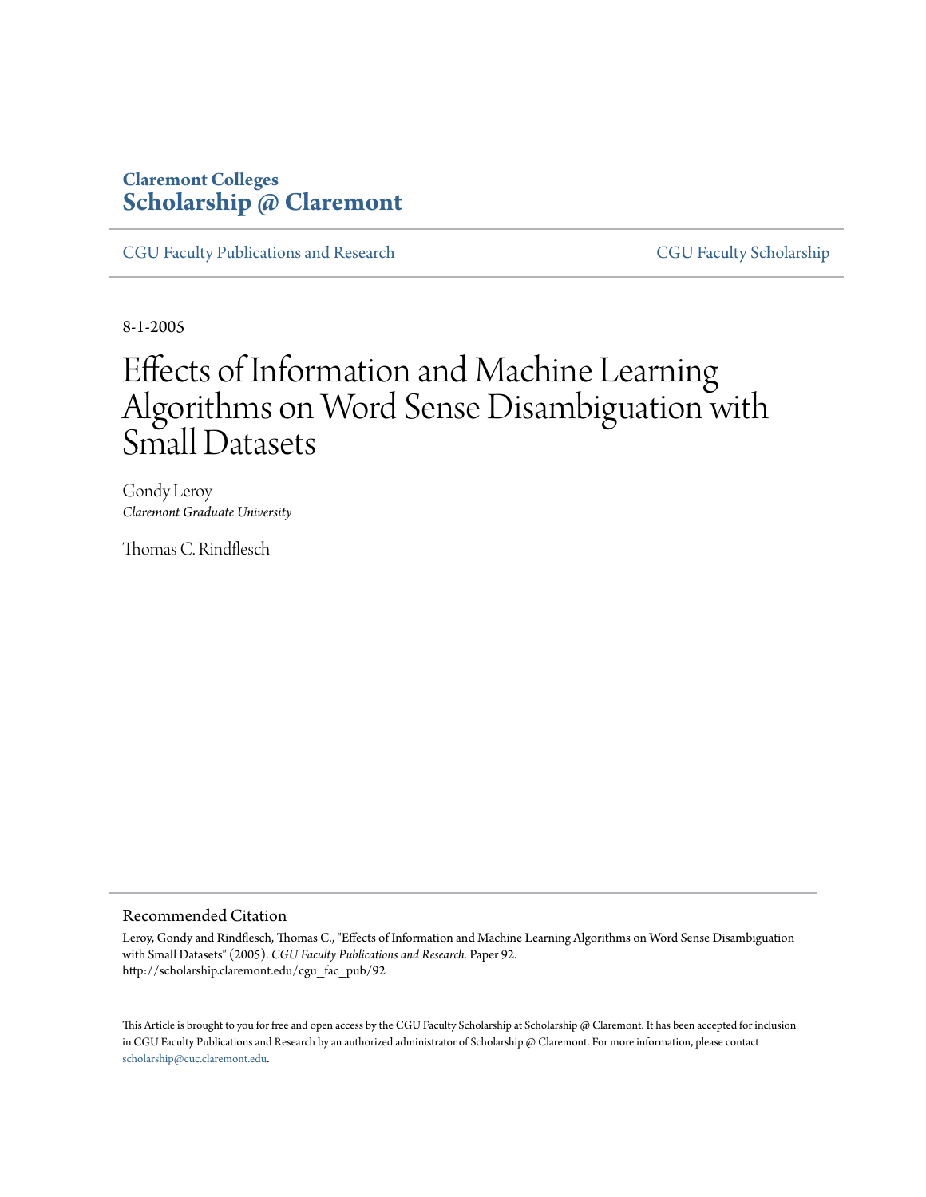Claremont Colleges

**Scholarship @ Claremont**

CGU Faculty Publications and Research | CGU Faculty Scholarship

8-1-2005

# Effects of Information and Machine Learning Algorithms on Word Sense Disambiguation with Small Datasets

Gondy Leroy
*Claremont Graduate University*

Thomas C. Rindflesch

## Recommended Citation

Leroy, Gondy and Rindflesch, Thomas C., "Effects of Information and Machine Learning Algorithms on Word Sense Disambiguation with Small Datasets" (2005). *CGU Faculty Publications and Research.* Paper 92.
http://scholarship.claremont.edu/cgu_fac_pub/92

This Article is brought to you for free and open access by the CGU Faculty Scholarship at Scholarship @ Claremont. It has been accepted for inclusion in CGU Faculty Publications and Research by an authorized administrator of Scholarship @ Claremont. For more information, please contact scholarship@cuc.claremont.edu.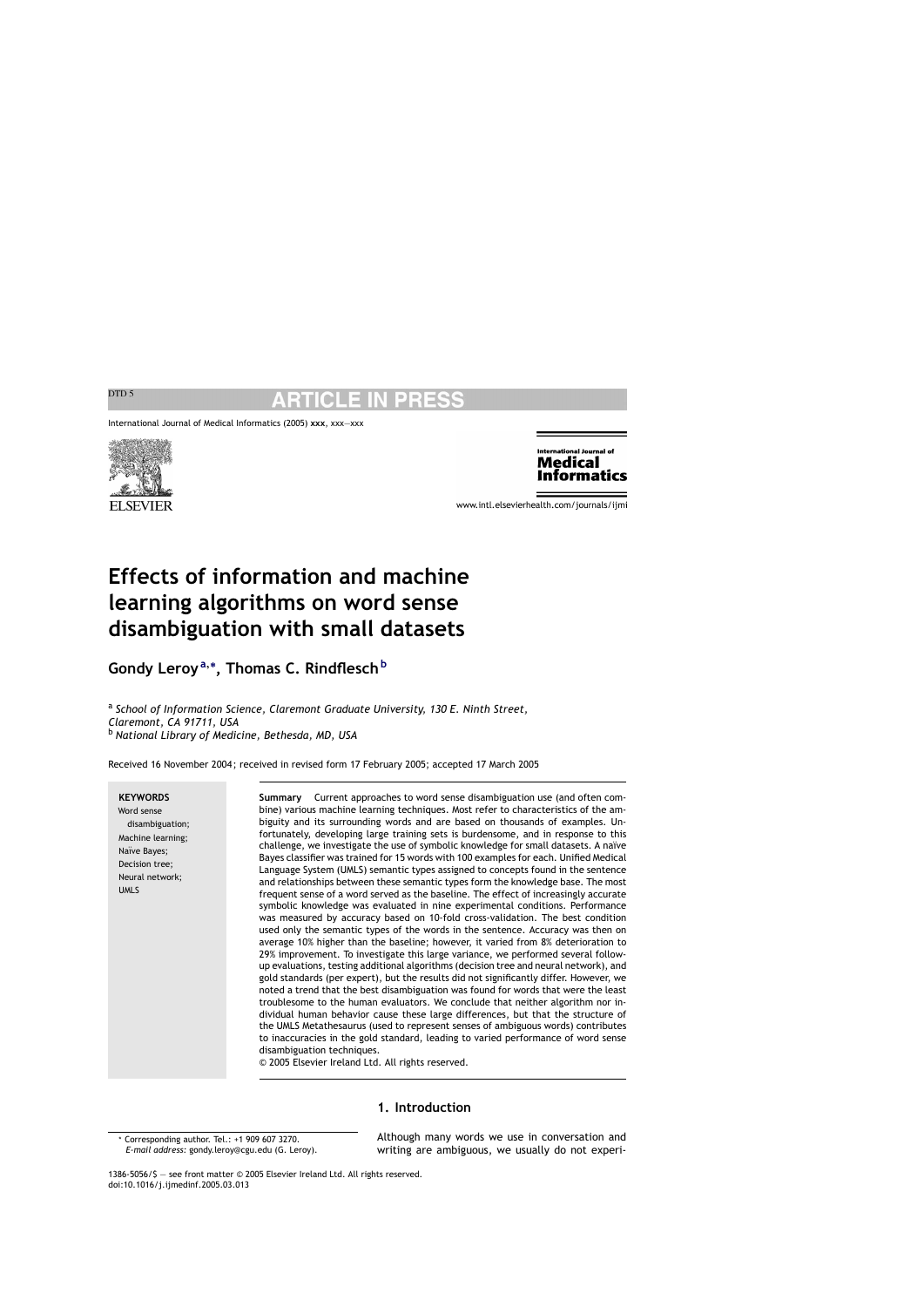# Effects of information and machine learning algorithms on word sense disambiguation with small datasets

**Gondy Leroy** [a,*], **Thomas C. Rindflesch** [b]

[a] *School of Information Science, Claremont Graduate University, 130 E. Ninth Street, Claremont, CA 91711, USA*
[b] *National Library of Medicine, Bethesda, MD, USA*

Received 16 November 2004; received in revised form 17 February 2005; accepted 17 March 2005

**KEYWORDS**
Word sense disambiguation;
Machine learning;
Naïve Bayes;
Decision tree;
Neural network;
UMLS

**Summary** Current approaches to word sense disambiguation use (and often combine) various machine learning techniques. Most refer to characteristics of the ambiguity and its surrounding words and are based on thousands of examples. Unfortunately, developing large training sets is burdensome, and in response to this challenge, we investigate the use of symbolic knowledge for small datasets. A naïve Bayes classifier was trained for 15 words with 100 examples for each. Unified Medical Language System (UMLS) semantic types assigned to concepts found in the sentence and relationships between these semantic types form the knowledge base. The most frequent sense of a word served as the baseline. The effect of increasingly accurate symbolic knowledge was evaluated in nine experimental conditions. Performance was measured by accuracy based on 10-fold cross-validation. The best condition used only the semantic types of the words in the sentence. Accuracy was then on average 10% higher than the baseline; however, it varied from 8% deterioration to 29% improvement. To investigate this large variance, we performed several follow-up evaluations, testing additional algorithms (decision tree and neural network), and gold standards (per expert), but the results did not significantly differ. However, we noted a trend that the best disambiguation was found for words that were the least troublesome to the human evaluators. We conclude that neither algorithm nor individual human behavior cause these large differences, but that the structure of the UMLS Metathesaurus (used to represent senses of ambiguous words) contributes to inaccuracies in the gold standard, leading to varied performance of word sense disambiguation techniques.
© 2005 Elsevier Ireland Ltd. All rights reserved.

## 1. Introduction

Although many words we use in conversation and writing are ambiguous, we usually do not experi-

\* Corresponding author. Tel.: +1 909 607 3270.
*E-mail address:* gondy.leroy@cgu.edu (G. Leroy).

1386-5056/$ — see front matter © 2005 Elsevier Ireland Ltd. All rights reserved.
doi:10.1016/j.ijmedinf.2005.03.013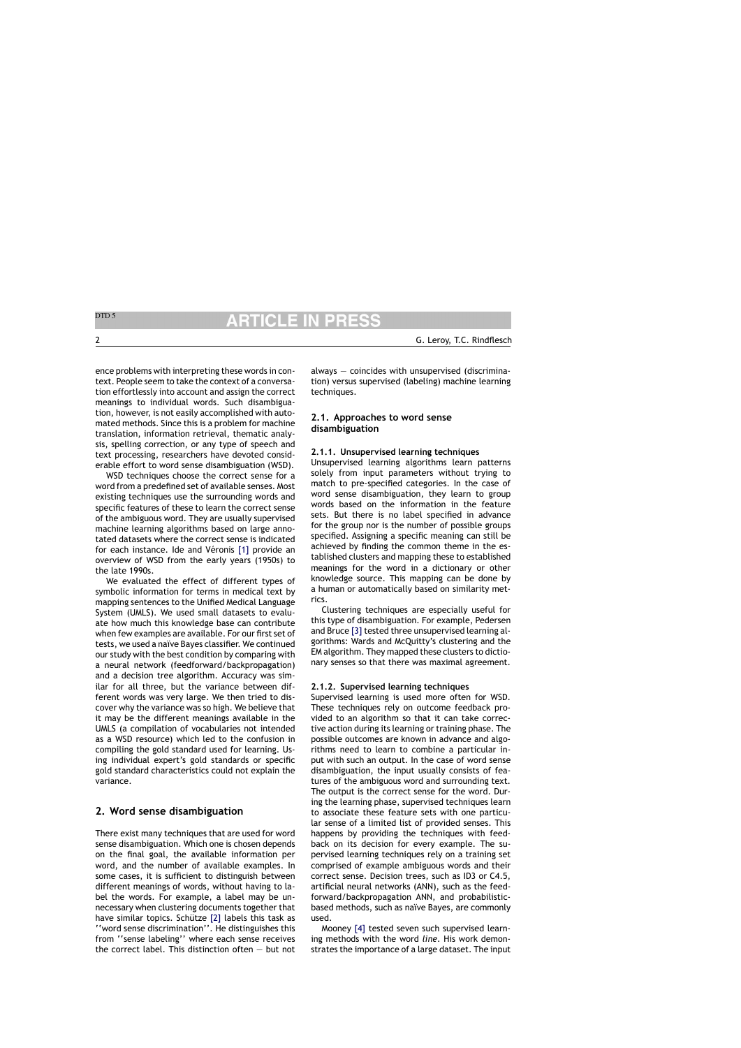ence problems with interpreting these words in context. People seem to take the context of a conversation effortlessly into account and assign the correct meanings to individual words. Such disambiguation, however, is not easily accomplished with automated methods. Since this is a problem for machine translation, information retrieval, thematic analysis, spelling correction, or any type of speech and text processing, researchers have devoted considerable effort to word sense disambiguation (WSD).

WSD techniques choose the correct sense for a word from a predefined set of available senses. Most existing techniques use the surrounding words and specific features of these to learn the correct sense of the ambiguous word. They are usually supervised machine learning algorithms based on large annotated datasets where the correct sense is indicated for each instance. Ide and Véronis [1] provide an overview of WSD from the early years (1950s) to the late 1990s.

We evaluated the effect of different types of symbolic information for terms in medical text by mapping sentences to the Unified Medical Language System (UMLS). We used small datasets to evaluate how much this knowledge base can contribute when few examples are available. For our first set of tests, we used a naïve Bayes classifier. We continued our study with the best condition by comparing with a neural network (feedforward/backpropagation) and a decision tree algorithm. Accuracy was similar for all three, but the variance between different words was very large. We then tried to discover why the variance was so high. We believe that it may be the different meanings available in the UMLS (a compilation of vocabularies not intended as a WSD resource) which led to the confusion in compiling the gold standard used for learning. Using individual expert's gold standards or specific gold standard characteristics could not explain the variance.

## 2. Word sense disambiguation

There exist many techniques that are used for word sense disambiguation. Which one is chosen depends on the final goal, the available information per word, and the number of available examples. In some cases, it is sufficient to distinguish between different meanings of words, without having to label the words. For example, a label may be unnecessary when clustering documents together that have similar topics. Schütze [2] labels this task as ''word sense discrimination''. He distinguishes this from ''sense labeling'' where each sense receives the correct label. This distinction often — but not always — coincides with unsupervised (discrimination) versus supervised (labeling) machine learning techniques.

### 2.1. Approaches to word sense disambiguation

#### 2.1.1. Unsupervised learning techniques

Unsupervised learning algorithms learn patterns solely from input parameters without trying to match to pre-specified categories. In the case of word sense disambiguation, they learn to group words based on the information in the feature sets. But there is no label specified in advance for the group nor is the number of possible groups specified. Assigning a specific meaning can still be achieved by finding the common theme in the established clusters and mapping these to established meanings for the word in a dictionary or other knowledge source. This mapping can be done by a human or automatically based on similarity metrics.

Clustering techniques are especially useful for this type of disambiguation. For example, Pedersen and Bruce [3] tested three unsupervised learning algorithms: Wards and McQuitty's clustering and the EM algorithm. They mapped these clusters to dictionary senses so that there was maximal agreement.

#### 2.1.2. Supervised learning techniques

Supervised learning is used more often for WSD. These techniques rely on outcome feedback provided to an algorithm so that it can take corrective action during its learning or training phase. The possible outcomes are known in advance and algorithms need to learn to combine a particular input with such an output. In the case of word sense disambiguation, the input usually consists of features of the ambiguous word and surrounding text. The output is the correct sense for the word. During the learning phase, supervised techniques learn to associate these feature sets with one particular sense of a limited list of provided senses. This happens by providing the techniques with feedback on its decision for every example. The supervised learning techniques rely on a training set comprised of example ambiguous words and their correct sense. Decision trees, such as ID3 or C4.5, artificial neural networks (ANN), such as the feedforward/backpropagation ANN, and probabilistic-based methods, such as naïve Bayes, are commonly used.

Mooney [4] tested seven such supervised learning methods with the word *line*. His work demonstrates the importance of a large dataset. The input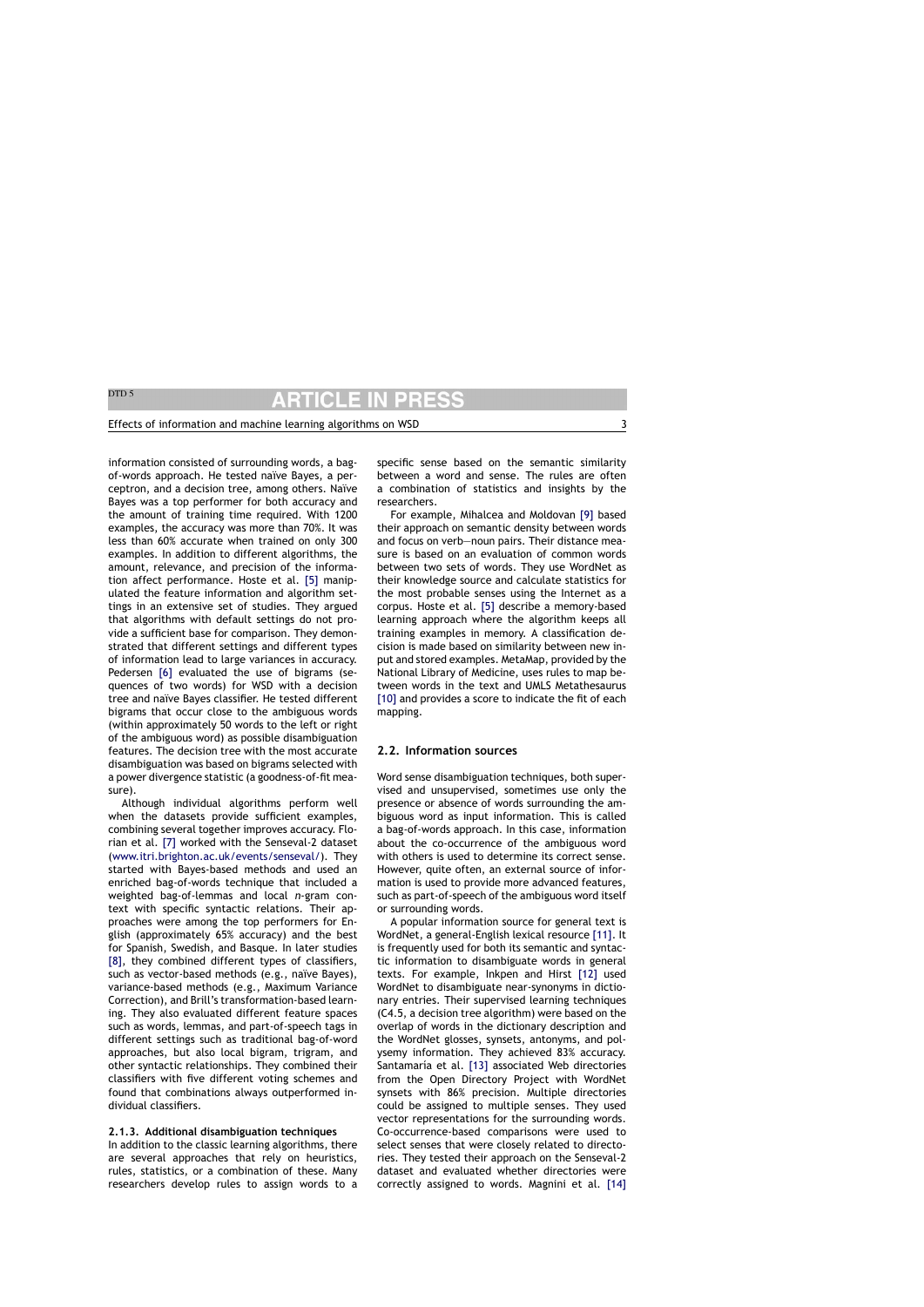information consisted of surrounding words, a bag-of-words approach. He tested naïve Bayes, a perceptron, and a decision tree, among others. Naïve Bayes was a top performer for both accuracy and the amount of training time required. With 1200 examples, the accuracy was more than 70%. It was less than 60% accurate when trained on only 300 examples. In addition to different algorithms, the amount, relevance, and precision of the information affect performance. Hoste et al. [5] manipulated the feature information and algorithm settings in an extensive set of studies. They argued that algorithms with default settings do not provide a sufficient base for comparison. They demonstrated that different settings and different types of information lead to large variances in accuracy. Pedersen [6] evaluated the use of bigrams (sequences of two words) for WSD with a decision tree and naïve Bayes classifier. He tested different bigrams that occur close to the ambiguous words (within approximately 50 words to the left or right of the ambiguous word) as possible disambiguation features. The decision tree with the most accurate disambiguation was based on bigrams selected with a power divergence statistic (a goodness-of-fit measure).

Although individual algorithms perform well when the datasets provide sufficient examples, combining several together improves accuracy. Florian et al. [7] worked with the Senseval-2 dataset (www.itri.brighton.ac.uk/events/senseval/). They started with Bayes-based methods and used an enriched bag-of-words technique that included a weighted bag-of-lemmas and local *n*-gram context with specific syntactic relations. Their approaches were among the top performers for English (approximately 65% accuracy) and the best for Spanish, Swedish, and Basque. In later studies [8], they combined different types of classifiers, such as vector-based methods (e.g., naïve Bayes), variance-based methods (e.g., Maximum Variance Correction), and Brill's transformation-based learning. They also evaluated different feature spaces such as words, lemmas, and part-of-speech tags in different settings such as traditional bag-of-word approaches, but also local bigram, trigram, and other syntactic relationships. They combined their classifiers with five different voting schemes and found that combinations always outperformed individual classifiers.

#### 2.1.3. Additional disambiguation techniques

In addition to the classic learning algorithms, there are several approaches that rely on heuristics, rules, statistics, or a combination of these. Many researchers develop rules to assign words to a specific sense based on the semantic similarity between a word and sense. The rules are often a combination of statistics and insights by the researchers.

For example, Mihalcea and Moldovan [9] based their approach on semantic density between words and focus on verb—noun pairs. Their distance measure is based on an evaluation of common words between two sets of words. They use WordNet as their knowledge source and calculate statistics for the most probable senses using the Internet as a corpus. Hoste et al. [5] describe a memory-based learning approach where the algorithm keeps all training examples in memory. A classification decision is made based on similarity between new input and stored examples. MetaMap, provided by the National Library of Medicine, uses rules to map between words in the text and UMLS Metathesaurus [10] and provides a score to indicate the fit of each mapping.

### 2.2. Information sources

Word sense disambiguation techniques, both supervised and unsupervised, sometimes use only the presence or absence of words surrounding the ambiguous word as input information. This is called a bag-of-words approach. In this case, information about the co-occurrence of the ambiguous word with others is used to determine its correct sense. However, quite often, an external source of information is used to provide more advanced features, such as part-of-speech of the ambiguous word itself or surrounding words.

A popular information source for general text is WordNet, a general-English lexical resource [11]. It is frequently used for both its semantic and syntactic information to disambiguate words in general texts. For example, Inkpen and Hirst [12] used WordNet to disambiguate near-synonyms in dictionary entries. Their supervised learning techniques (C4.5, a decision tree algorithm) were based on the overlap of words in the dictionary description and the WordNet glosses, synsets, antonyms, and polysemy information. They achieved 83% accuracy. Santamaría et al. [13] associated Web directories from the Open Directory Project with WordNet synsets with 86% precision. Multiple directories could be assigned to multiple senses. They used vector representations for the surrounding words. Co-occurrence-based comparisons were used to select senses that were closely related to directories. They tested their approach on the Senseval-2 dataset and evaluated whether directories were correctly assigned to words. Magnini et al. [14]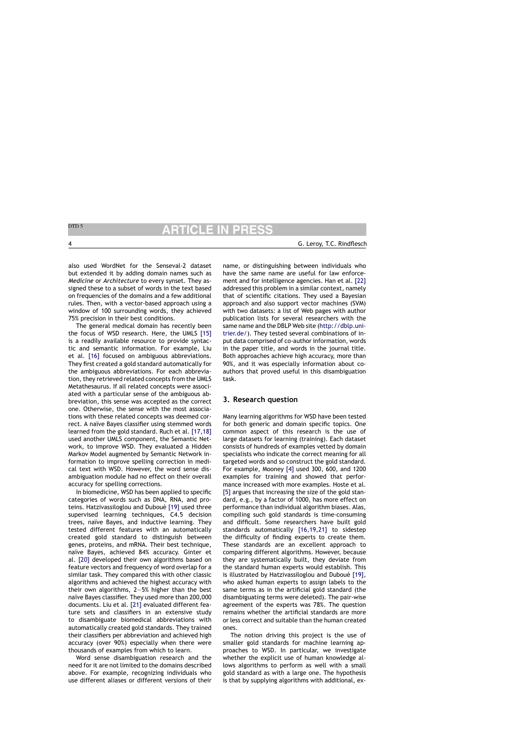also used WordNet for the Senseval-2 dataset but extended it by adding domain names such as *Medicine* or *Architecture* to every synset. They assigned these to a subset of words in the text based on frequencies of the domains and a few additional rules. Then, with a vector-based approach using a window of 100 surrounding words, they achieved 75% precision in their best conditions.

The general medical domain has recently been the focus of WSD research. Here, the UMLS [15] is a readily available resource to provide syntactic and semantic information. For example, Liu et al. [16] focused on ambiguous abbreviations. They first created a gold standard automatically for the ambiguous abbreviations. For each abbreviation, they retrieved related concepts from the UMLS Metathesaurus. If all related concepts were associated with a particular sense of the ambiguous abbreviation, this sense was accepted as the correct one. Otherwise, the sense with the most associations with these related concepts was deemed correct. A naïve Bayes classifier using stemmed words learned from the gold standard. Ruch et al. [17,18] used another UMLS component, the Semantic Network, to improve WSD. They evaluated a Hidden Markov Model augmented by Semantic Network information to improve spelling correction in medical text with WSD. However, the word sense disambiguation module had no effect on their overall accuracy for spelling corrections.

In biomedicine, WSD has been applied to specific categories of words such as DNA, RNA, and proteins. Hatzivassiloglou and Duboué [19] used three supervised learning techniques, C4.5 decision trees, naïve Bayes, and inductive learning. They tested different features with an automatically created gold standard to distinguish between genes, proteins, and mRNA. Their best technique, naïve Bayes, achieved 84% accuracy. Ginter et al. [20] developed their own algorithms based on feature vectors and frequency of word overlap for a similar task. They compared this with other classic algorithms and achieved the highest accuracy with their own algorithms, 2—5% higher than the best naïve Bayes classifier. They used more than 200,000 documents. Liu et al. [21] evaluated different feature sets and classifiers in an extensive study to disambiguate biomedical abbreviations with automatically created gold standards. They trained their classifiers per abbreviation and achieved high accuracy (over 90%) especially when there were thousands of examples from which to learn.

Word sense disambiguation research and the need for it are not limited to the domains described above. For example, recognizing individuals who use different aliases or different versions of their name, or distinguishing between individuals who have the same name are useful for law enforcement and for intelligence agencies. Han et al. [22] addressed this problem in a similar context, namely that of scientific citations. They used a Bayesian approach and also support vector machines (SVM) with two datasets: a list of Web pages with author publication lists for several researchers with the same name and the DBLP Web site (http://dblp.uni-trier.de/). They tested several combinations of input data comprised of co-author information, words in the paper title, and words in the journal title. Both approaches achieve high accuracy, more than 90%, and it was especially information about co-authors that proved useful in this disambiguation task.

## 3. Research question

Many learning algorithms for WSD have been tested for both generic and domain specific topics. One common aspect of this research is the use of large datasets for learning (training). Each dataset consists of hundreds of examples vetted by domain specialists who indicate the correct meaning for all targeted words and so construct the gold standard. For example, Mooney [4] used 300, 600, and 1200 examples for training and showed that performance increased with more examples. Hoste et al. [5] argues that increasing the size of the gold standard, e.g., by a factor of 1000, has more effect on performance than individual algorithm biases. Alas, compiling such gold standards is time-consuming and difficult. Some researchers have built gold standards automatically [16,19,21] to sidestep the difficulty of finding experts to create them. These standards are an excellent approach to comparing different algorithms. However, because they are systematically built, they deviate from the standard human experts would establish. This is illustrated by Hatzivassiloglou and Duboué [19], who asked human experts to assign labels to the same terms as in the artificial gold standard (the disambiguating terms were deleted). The pair-wise agreement of the experts was 78%. The question remains whether the artificial standards are more or less correct and suitable than the human created ones.

The notion driving this project is the use of smaller gold standards for machine learning approaches to WSD. In particular, we investigate whether the explicit use of human knowledge allows algorithms to perform as well with a small gold standard as with a large one. The hypothesis is that by supplying algorithms with additional, ex-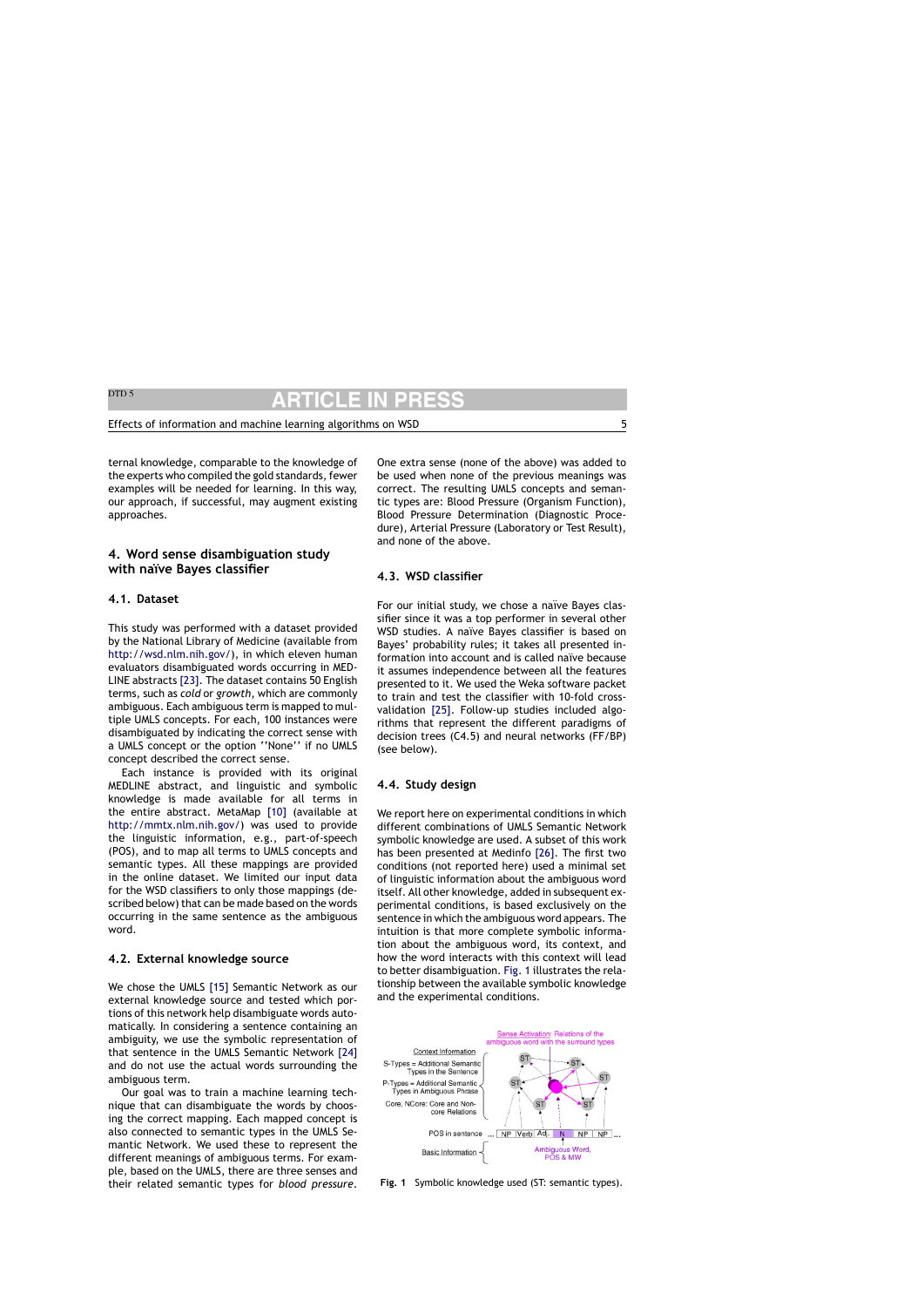ternal knowledge, comparable to the knowledge of the experts who compiled the gold standards, fewer examples will be needed for learning. In this way, our approach, if successful, may augment existing approaches.

## 4. Word sense disambiguation study with naïve Bayes classifier

### 4.1. Dataset

This study was performed with a dataset provided by the National Library of Medicine (available from http://wsd.nlm.nih.gov/), in which eleven human evaluators disambiguated words occurring in MEDLINE abstracts [23]. The dataset contains 50 English terms, such as *cold* or *growth*, which are commonly ambiguous. Each ambiguous term is mapped to multiple UMLS concepts. For each, 100 instances were disambiguated by indicating the correct sense with a UMLS concept or the option ''None'' if no UMLS concept described the correct sense.

Each instance is provided with its original MEDLINE abstract, and linguistic and symbolic knowledge is made available for all terms in the entire abstract. MetaMap [10] (available at http://mmtx.nlm.nih.gov/) was used to provide the linguistic information, e.g., part-of-speech (POS), and to map all terms to UMLS concepts and semantic types. All these mappings are provided in the online dataset. We limited our input data for the WSD classifiers to only those mappings (described below) that can be made based on the words occurring in the same sentence as the ambiguous word.

### 4.2. External knowledge source

We chose the UMLS [15] Semantic Network as our external knowledge source and tested which portions of this network help disambiguate words automatically. In considering a sentence containing an ambiguity, we use the symbolic representation of that sentence in the UMLS Semantic Network [24] and do not use the actual words surrounding the ambiguous term.

Our goal was to train a machine learning technique that can disambiguate the words by choosing the correct mapping. Each mapped concept is also connected to semantic types in the UMLS Semantic Network. We used these to represent the different meanings of ambiguous terms. For example, based on the UMLS, there are three senses and their related semantic types for *blood pressure*. One extra sense (none of the above) was added to be used when none of the previous meanings was correct. The resulting UMLS concepts and semantic types are: Blood Pressure (Organism Function), Blood Pressure Determination (Diagnostic Procedure), Arterial Pressure (Laboratory or Test Result), and none of the above.

### 4.3. WSD classifier

For our initial study, we chose a naïve Bayes classifier since it was a top performer in several other WSD studies. A naïve Bayes classifier is based on Bayes' probability rules; it takes all presented information into account and is called naïve because it assumes independence between all the features presented to it. We used the Weka software packet to train and test the classifier with 10-fold cross-validation [25]. Follow-up studies included algorithms that represent the different paradigms of decision trees (C4.5) and neural networks (FF/BP) (see below).

### 4.4. Study design

We report here on experimental conditions in which different combinations of UMLS Semantic Network symbolic knowledge are used. A subset of this work has been presented at Medinfo [26]. The first two conditions (not reported here) used a minimal set of linguistic information about the ambiguous word itself. All other knowledge, added in subsequent experimental conditions, is based exclusively on the sentence in which the ambiguous word appears. The intuition is that more complete symbolic information about the ambiguous word, its context, and how the word interacts with this context will lead to better disambiguation. Fig. 1 illustrates the relationship between the available symbolic knowledge and the experimental conditions.

**Fig. 1** Symbolic knowledge used (ST: semantic types).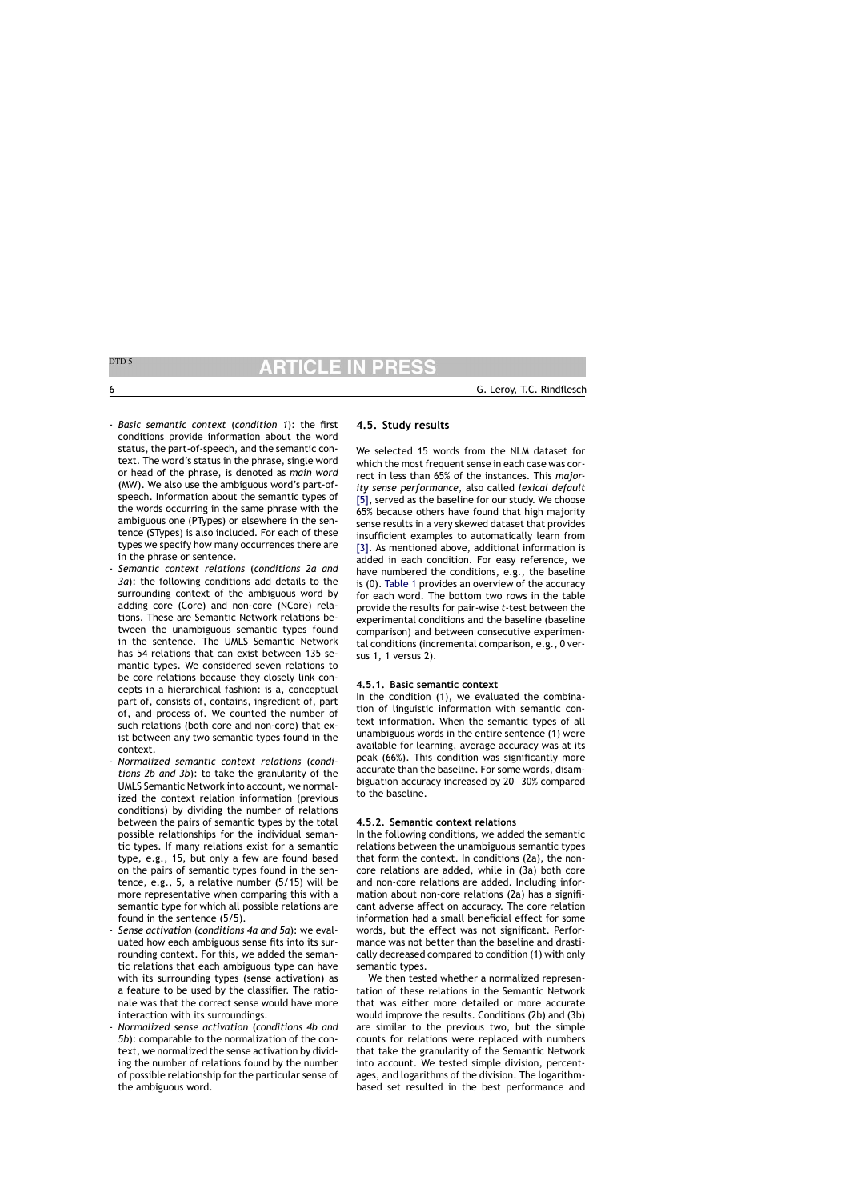- *Basic semantic context* (*condition 1*): the first conditions provide information about the word status, the part-of-speech, and the semantic context. The word's status in the phrase, single word or head of the phrase, is denoted as *main word* (MW). We also use the ambiguous word's part-of-speech. Information about the semantic types of the words occurring in the same phrase with the ambiguous one (PTypes) or elsewhere in the sentence (STypes) is also included. For each of these types we specify how many occurrences there are in the phrase or sentence.
- *Semantic context relations* (*conditions 2a and 3a*): the following conditions add details to the surrounding context of the ambiguous word by adding core (Core) and non-core (NCore) relations. These are Semantic Network relations between the unambiguous semantic types found in the sentence. The UMLS Semantic Network has 54 relations that can exist between 135 semantic types. We considered seven relations to be core relations because they closely link concepts in a hierarchical fashion: is a, conceptual part of, consists of, contains, ingredient of, part of, and process of. We counted the number of such relations (both core and non-core) that exist between any two semantic types found in the context.
- *Normalized semantic context relations* (*conditions 2b and 3b*): to take the granularity of the UMLS Semantic Network into account, we normalized the context relation information (previous conditions) by dividing the number of relations between the pairs of semantic types by the total possible relationships for the individual semantic types. If many relations exist for a semantic type, e.g., 15, but only a few are found based on the pairs of semantic types found in the sentence, e.g., 5, a relative number (5/15) will be more representative when comparing this with a semantic type for which all possible relations are found in the sentence (5/5).
- *Sense activation* (*conditions 4a and 5a*): we evaluated how each ambiguous sense fits into its surrounding context. For this, we added the semantic relations that each ambiguous type can have with its surrounding types (sense activation) as a feature to be used by the classifier. The rationale was that the correct sense would have more interaction with its surroundings.
- *Normalized sense activation* (*conditions 4b and 5b*): comparable to the normalization of the context, we normalized the sense activation by dividing the number of relations found by the number of possible relationship for the particular sense of the ambiguous word.

### 4.5. Study results

We selected 15 words from the NLM dataset for which the most frequent sense in each case was correct in less than 65% of the instances. This *majority sense performance*, also called *lexical default* [5], served as the baseline for our study. We choose 65% because others have found that high majority sense results in a very skewed dataset that provides insufficient examples to automatically learn from [3]. As mentioned above, additional information is added in each condition. For easy reference, we have numbered the conditions, e.g., the baseline is (0). Table 1 provides an overview of the accuracy for each word. The bottom two rows in the table provide the results for pair-wise $t$-test between the experimental conditions and the baseline (baseline comparison) and between consecutive experimental conditions (incremental comparison, e.g., 0 versus 1, 1 versus 2).

#### 4.5.1. Basic semantic context

In the condition (1), we evaluated the combination of linguistic information with semantic context information. When the semantic types of all unambiguous words in the entire sentence (1) were available for learning, average accuracy was at its peak (66%). This condition was significantly more accurate than the baseline. For some words, disambiguation accuracy increased by 20—30% compared to the baseline.

#### 4.5.2. Semantic context relations

In the following conditions, we added the semantic relations between the unambiguous semantic types that form the context. In conditions (2a), the non-core relations are added, while in (3a) both core and non-core relations are added. Including information about non-core relations (2a) has a significant adverse affect on accuracy. The core relation information had a small beneficial effect for some words, but the effect was not significant. Performance was not better than the baseline and drastically decreased compared to condition (1) with only semantic types.

We then tested whether a normalized representation of these relations in the Semantic Network that was either more detailed or more accurate would improve the results. Conditions (2b) and (3b) are similar to the previous two, but the simple counts for relations were replaced with numbers that take the granularity of the Semantic Network into account. We tested simple division, percentages, and logarithms of the division. The logarithm-based set resulted in the best performance and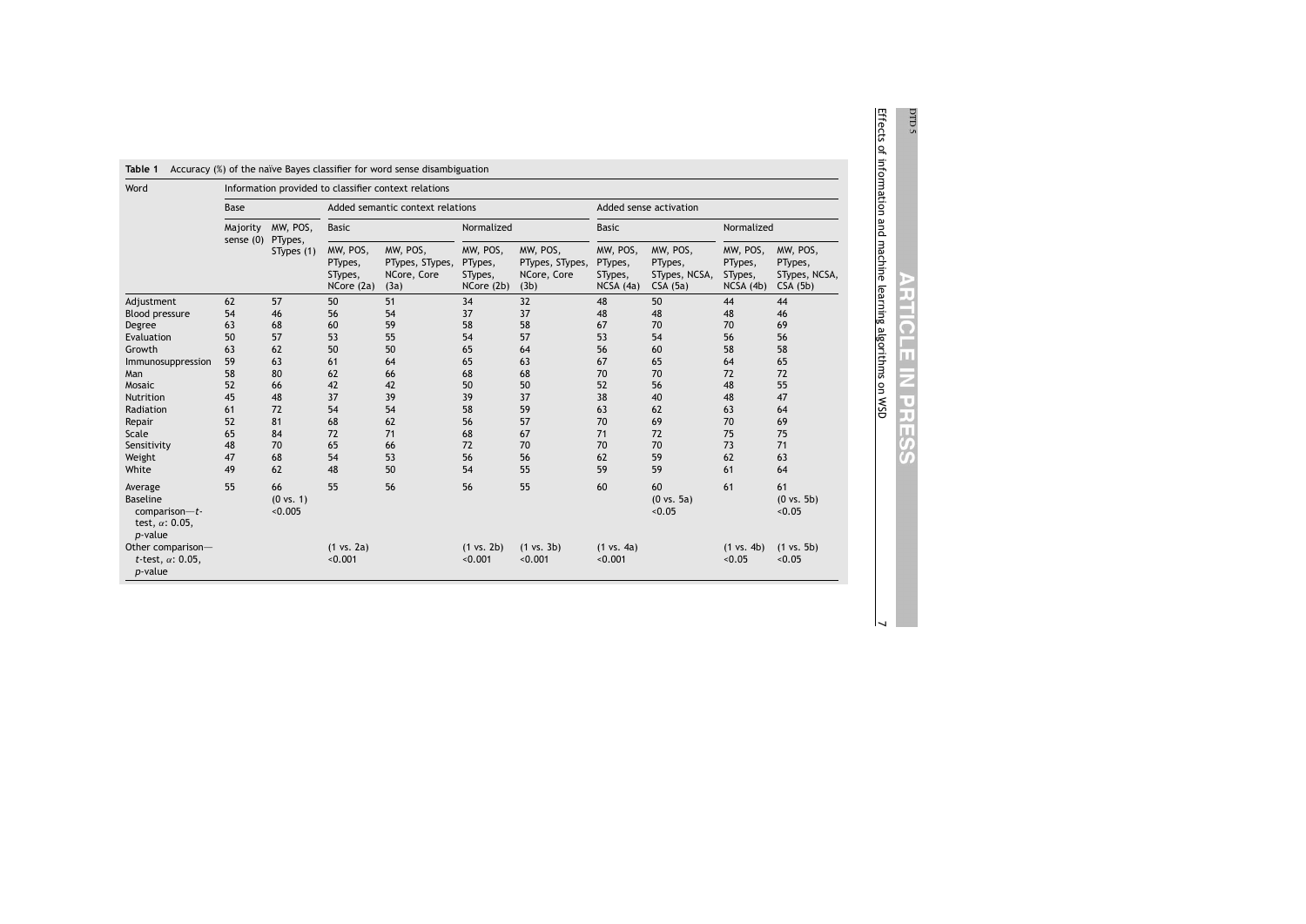**Table 1** Accuracy (%) of the naïve Bayes classifier for word sense disambiguation

| Word | Information provided to classifier context relations | | | | | | | | | |
|---|---|---|---|---|---|---|---|---|---|---|
| | Base | | Added semantic context relations | | | | Added sense activation | | | |
| | | | Basic | | Normalized | | Basic | | Normalized | |
| | Majority sense (0) | MW, POS, PTypes, STypes (1) | MW, POS, PTypes, STypes, NCore (2a) | MW, POS, PTypes, STypes, NCore, Core (3a) | MW, POS, PTypes, STypes, NCore (2b) | MW, POS, PTypes, STypes, NCore, Core (3b) | MW, POS, PTypes, STypes, NCSA (4a) | MW, POS, PTypes, STypes, NCSA, CSA (5a) | MW, POS, PTypes, STypes, NCSA (4b) | MW, POS, PTypes, STypes, NCSA, CSA (5b) |
| Adjustment | 62 | 57 | 50 | 51 | 34 | 32 | 48 | 50 | 44 | 44 |
| Blood pressure | 54 | 46 | 56 | 54 | 37 | 37 | 48 | 48 | 48 | 46 |
| Degree | 63 | 68 | 60 | 59 | 58 | 58 | 67 | 70 | 70 | 69 |
| Evaluation | 50 | 57 | 53 | 55 | 54 | 57 | 53 | 54 | 56 | 56 |
| Growth | 63 | 62 | 50 | 50 | 65 | 64 | 56 | 60 | 58 | 58 |
| Immunosuppression | 59 | 63 | 61 | 64 | 65 | 63 | 67 | 65 | 64 | 65 |
| Man | 58 | 80 | 62 | 66 | 68 | 68 | 70 | 70 | 72 | 72 |
| Mosaic | 52 | 66 | 42 | 42 | 50 | 50 | 52 | 56 | 48 | 55 |
| Nutrition | 45 | 48 | 37 | 39 | 39 | 37 | 38 | 40 | 48 | 47 |
| Radiation | 61 | 72 | 54 | 54 | 58 | 59 | 63 | 62 | 63 | 64 |
| Repair | 52 | 81 | 68 | 62 | 56 | 57 | 70 | 69 | 70 | 69 |
| Scale | 65 | 84 | 72 | 71 | 68 | 67 | 71 | 72 | 75 | 75 |
| Sensitivity | 48 | 70 | 65 | 66 | 72 | 70 | 70 | 70 | 73 | 71 |
| Weight | 47 | 68 | 54 | 53 | 56 | 56 | 62 | 59 | 62 | 63 |
| White | 49 | 62 | 48 | 50 | 54 | 55 | 59 | 59 | 61 | 64 |
| Average | 55 | 66 | 55 | 56 | 56 | 55 | 60 | 60 | 61 | 61 |
| Baseline comparison—*t*-test, $\alpha$: 0.05, *p*-value | | (0 vs. 1) <0.005 | | | | | | (0 vs. 5a) <0.05 | | (0 vs. 5b) <0.05 |
| Other comparison—*t*-test, $\alpha$: 0.05, *p*-value | | | (1 vs. 2a) <0.001 | | (1 vs. 2b) <0.001 | (1 vs. 3b) <0.001 | (1 vs. 4a) <0.001 | | (1 vs. 4b) <0.05 | (1 vs. 5b) <0.05 |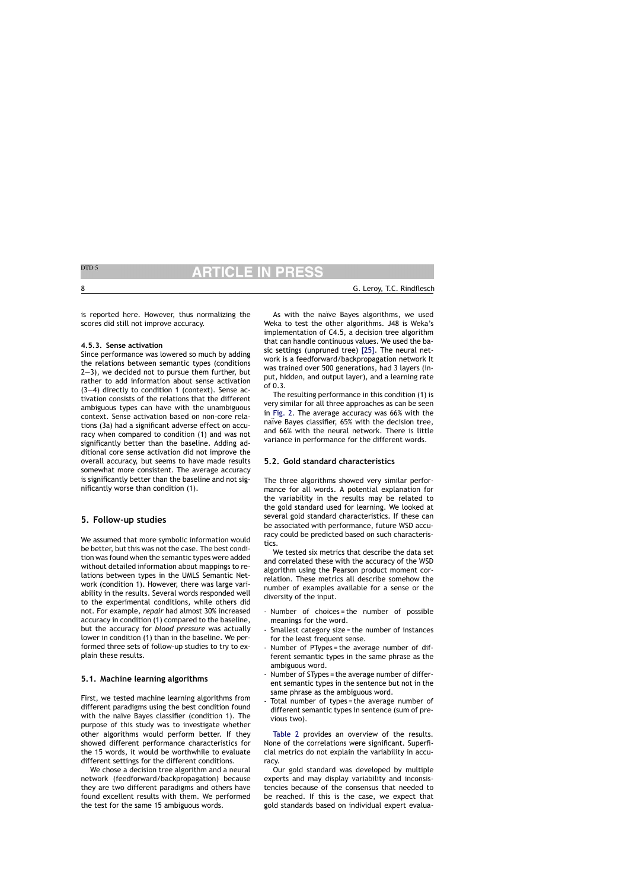is reported here. However, thus normalizing the scores did still not improve accuracy.

#### 4.5.3. Sense activation

Since performance was lowered so much by adding the relations between semantic types (conditions 2—3), we decided not to pursue them further, but rather to add information about sense activation (3—4) directly to condition 1 (context). Sense activation consists of the relations that the different ambiguous types can have with the unambiguous context. Sense activation based on non-core relations (3a) had a significant adverse effect on accuracy when compared to condition (1) and was not significantly better than the baseline. Adding additional core sense activation did not improve the overall accuracy, but seems to have made results somewhat more consistent. The average accuracy is significantly better than the baseline and not significantly worse than condition (1).

## 5. Follow-up studies

We assumed that more symbolic information would be better, but this was not the case. The best condition was found when the semantic types were added without detailed information about mappings to relations between types in the UMLS Semantic Network (condition 1). However, there was large variability in the results. Several words responded well to the experimental conditions, while others did not. For example, *repair* had almost 30% increased accuracy in condition (1) compared to the baseline, but the accuracy for *blood pressure* was actually lower in condition (1) than in the baseline. We performed three sets of follow-up studies to try to explain these results.

### 5.1. Machine learning algorithms

First, we tested machine learning algorithms from different paradigms using the best condition found with the naïve Bayes classifier (condition 1). The purpose of this study was to investigate whether other algorithms would perform better. If they showed different performance characteristics for the 15 words, it would be worthwhile to evaluate different settings for the different conditions.

We chose a decision tree algorithm and a neural network (feedforward/backpropagation) because they are two different paradigms and others have found excellent results with them. We performed the test for the same 15 ambiguous words.

As with the naïve Bayes algorithms, we used Weka to test the other algorithms. J48 is Weka's implementation of C4.5, a decision tree algorithm that can handle continuous values. We used the basic settings (unpruned tree) [25]. The neural network is a feedforward/backpropagation network It was trained over 500 generations, had 3 layers (input, hidden, and output layer), and a learning rate of 0.3.

The resulting performance in this condition (1) is very similar for all three approaches as can be seen in Fig. 2. The average accuracy was 66% with the naïve Bayes classifier, 65% with the decision tree, and 66% with the neural network. There is little variance in performance for the different words.

### 5.2. Gold standard characteristics

The three algorithms showed very similar performance for all words. A potential explanation for the variability in the results may be related to the gold standard used for learning. We looked at several gold standard characteristics. If these can be associated with performance, future WSD accuracy could be predicted based on such characteristics.

We tested six metrics that describe the data set and correlated these with the accuracy of the WSD algorithm using the Pearson product moment correlation. These metrics all describe somehow the number of examples available for a sense or the diversity of the input.

- Number of choices = the number of possible meanings for the word.
- Smallest category size = the number of instances for the least frequent sense.
- Number of PTypes = the average number of different semantic types in the same phrase as the ambiguous word.
- Number of STypes = the average number of different semantic types in the sentence but not in the same phrase as the ambiguous word.
- Total number of types = the average number of different semantic types in sentence (sum of previous two).

Table 2 provides an overview of the results. None of the correlations were significant. Superficial metrics do not explain the variability in accuracy.

Our gold standard was developed by multiple experts and may display variability and inconsistencies because of the consensus that needed to be reached. If this is the case, we expect that gold standards based on individual expert evalua-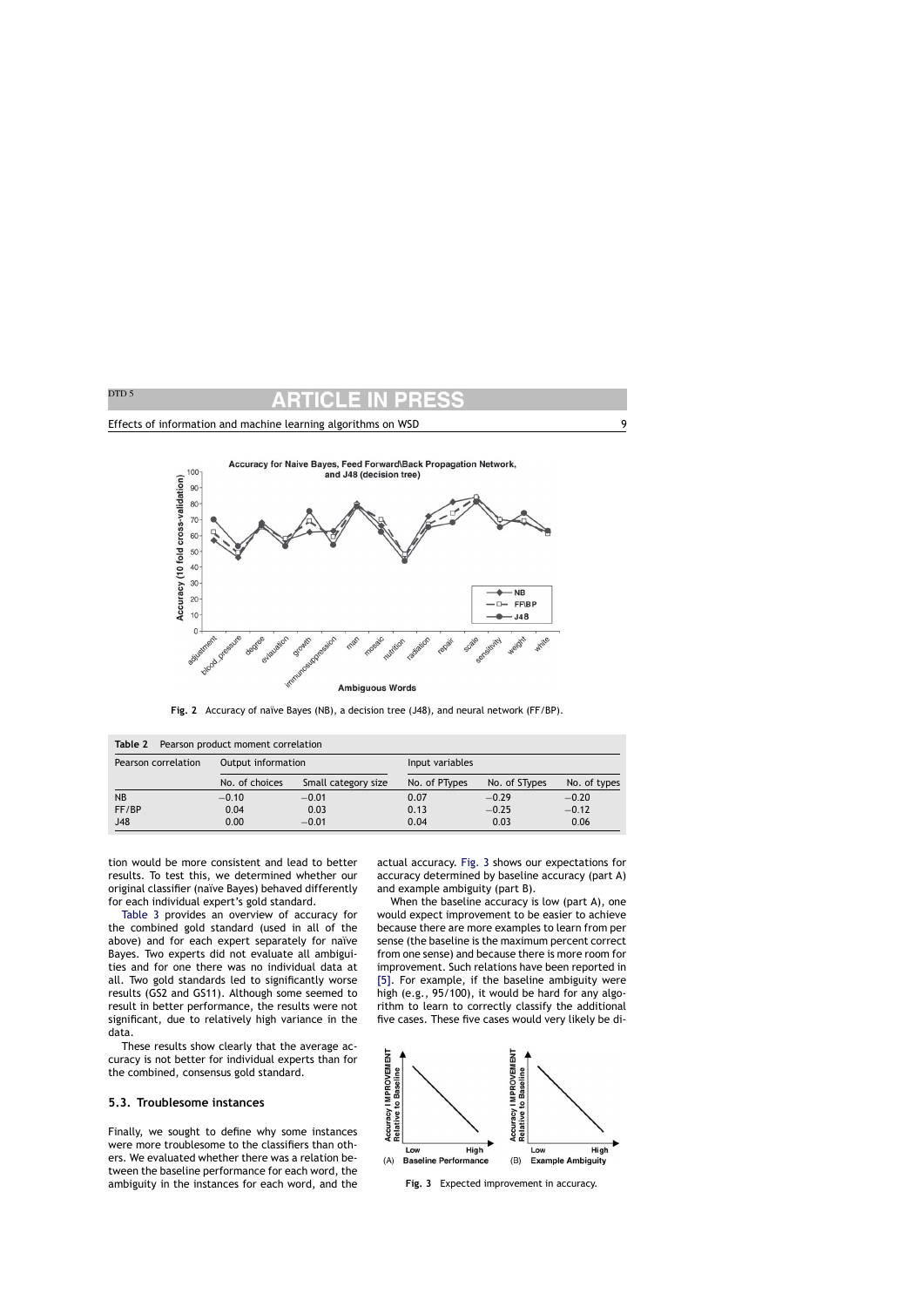Fig. 2 Accuracy of naïve Bayes (NB), a decision tree (J48), and neural network (FF/BP).

**Table 2** Pearson product moment correlation

| Pearson correlation | Output information | | Input variables | | |
|---|---|---|---|---|---|
| | No. of choices | Small category size | No. of PTypes | No. of STypes | No. of types |
| NB | −0.10 | −0.01 | 0.07 | −0.29 | −0.20 |
| FF/BP | 0.04 | 0.03 | 0.13 | −0.25 | −0.12 |
| J48 | 0.00 | −0.01 | 0.04 | 0.03 | 0.06 |

tion would be more consistent and lead to better results. To test this, we determined whether our original classifier (naïve Bayes) behaved differently for each individual expert's gold standard.

Table 3 provides an overview of accuracy for the combined gold standard (used in all of the above) and for each expert separately for naïve Bayes. Two experts did not evaluate all ambiguities and for one there was no individual data at all. Two gold standards led to significantly worse results (GS2 and GS11). Although some seemed to result in better performance, the results were not significant, due to relatively high variance in the data.

These results show clearly that the average accuracy is not better for individual experts than for the combined, consensus gold standard.

### 5.3. Troublesome instances

Finally, we sought to define why some instances were more troublesome to the classifiers than others. We evaluated whether there was a relation between the baseline performance for each word, the ambiguity in the instances for each word, and the actual accuracy. Fig. 3 shows our expectations for accuracy determined by baseline accuracy (part A) and example ambiguity (part B).

When the baseline accuracy is low (part A), one would expect improvement to be easier to achieve because there are more examples to learn from per sense (the baseline is the maximum percent correct from one sense) and because there is more room for improvement. Such relations have been reported in [5]. For example, if the baseline ambiguity were high (e.g., 95/100), it would be hard for any algorithm to learn to correctly classify the additional five cases. These five cases would very likely be di-

Fig. 3 Expected improvement in accuracy.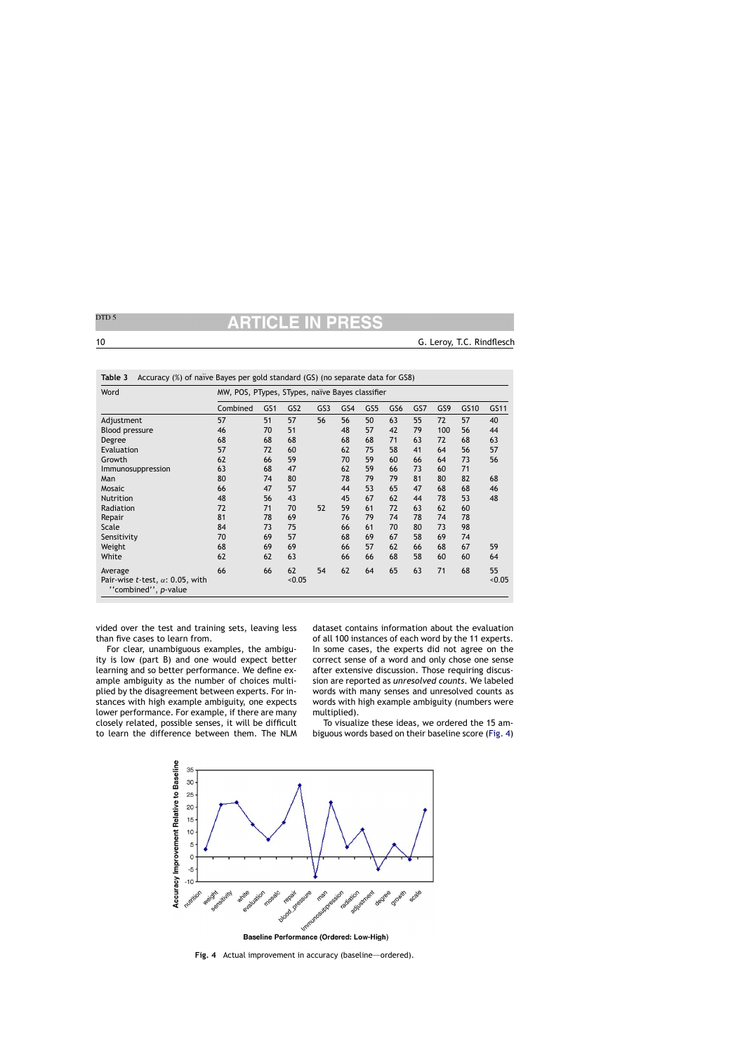**Table 3** Accuracy (%) of naïve Bayes per gold standard (GS) (no separate data for GS8)

| Word | MW, POS, PTypes, STypes, naïve Bayes classifier | | | | | | | | | | |
|---|---|---|---|---|---|---|---|---|---|---|---|
| | Combined | GS1 | GS2 | GS3 | GS4 | GS5 | GS6 | GS7 | GS9 | GS10 | GS11 |
| Adjustment | 57 | 51 | 57 | 56 | 56 | 50 | 63 | 55 | 72 | 57 | 40 |
| Blood pressure | 46 | 70 | 51 | | 48 | 57 | 42 | 79 | 100 | 56 | 44 |
| Degree | 68 | 68 | 68 | | 68 | 68 | 71 | 63 | 72 | 68 | 63 |
| Evaluation | 57 | 72 | 60 | | 62 | 75 | 58 | 41 | 64 | 56 | 57 |
| Growth | 62 | 66 | 59 | | 70 | 59 | 60 | 66 | 64 | 73 | 56 |
| Immunosuppression | 63 | 68 | 47 | | 62 | 59 | 66 | 73 | 60 | 71 | |
| Man | 80 | 74 | 80 | | 78 | 79 | 79 | 81 | 80 | 82 | 68 |
| Mosaic | 66 | 47 | 57 | | 44 | 53 | 65 | 47 | 68 | 68 | 46 |
| Nutrition | 48 | 56 | 43 | | 45 | 67 | 62 | 44 | 78 | 53 | 48 |
| Radiation | 72 | 71 | 70 | 52 | 59 | 61 | 72 | 63 | 62 | 60 | |
| Repair | 81 | 78 | 69 | | 76 | 79 | 74 | 78 | 74 | 78 | |
| Scale | 84 | 73 | 75 | | 66 | 61 | 70 | 80 | 73 | 98 | |
| Sensitivity | 70 | 69 | 57 | | 68 | 69 | 67 | 58 | 69 | 74 | |
| Weight | 68 | 69 | 69 | | 66 | 57 | 62 | 66 | 68 | 67 | 59 |
| White | 62 | 62 | 63 | | 66 | 66 | 68 | 58 | 60 | 60 | 64 |
| Average | 66 | 66 | 62 | 54 | 62 | 64 | 65 | 63 | 71 | 68 | 55 |
| Pair-wise *t*-test, $\alpha$: 0.05, with ''combined'', *p*-value | | | <0.05 | | | | | | | | <0.05 |

vided over the test and training sets, leaving less than five cases to learn from.

For clear, unambiguous examples, the ambiguity is low (part B) and one would expect better learning and so better performance. We define example ambiguity as the number of choices multiplied by the disagreement between experts. For instances with high example ambiguity, one expects lower performance. For example, if there are many closely related, possible senses, it will be difficult to learn the difference between them. The NLM dataset contains information about the evaluation of all 100 instances of each word by the 11 experts. In some cases, the experts did not agree on the correct sense of a word and only chose one sense after extensive discussion. Those requiring discussion are reported as *unresolved counts*. We labeled words with many senses and unresolved counts as words with high example ambiguity (numbers were multiplied).

To visualize these ideas, we ordered the 15 ambiguous words based on their baseline score (Fig. 4)

**Fig. 4** Actual improvement in accuracy (baseline—ordered).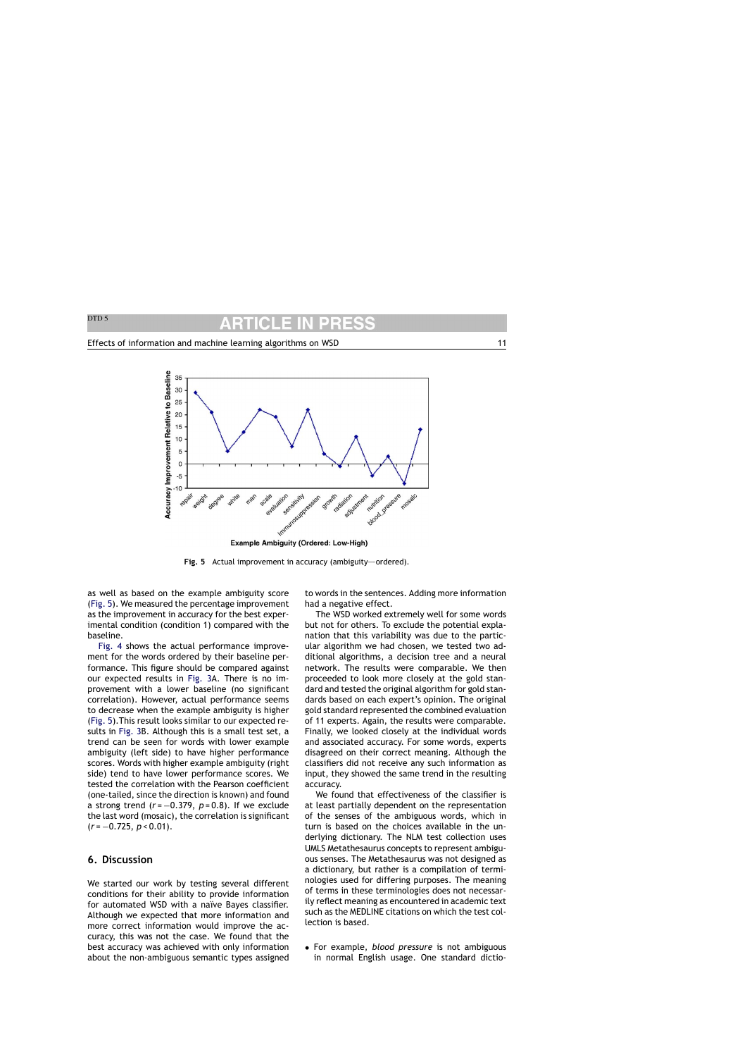Fig. 5 Actual improvement in accuracy (ambiguity—ordered).

as well as based on the example ambiguity score (Fig. 5). We measured the percentage improvement as the improvement in accuracy for the best experimental condition (condition 1) compared with the baseline.

Fig. 4 shows the actual performance improvement for the words ordered by their baseline performance. This figure should be compared against our expected results in Fig. 3A. There is no improvement with a lower baseline (no significant correlation). However, actual performance seems to decrease when the example ambiguity is higher (Fig. 5). This result looks similar to our expected results in Fig. 3B. Although this is a small test set, a trend can be seen for words with lower example ambiguity (left side) to have higher performance scores. Words with higher example ambiguity (right side) tend to have lower performance scores. We tested the correlation with the Pearson coefficient (one-tailed, since the direction is known) and found a strong trend ($r = -0.379$, $p = 0.8$). If we exclude the last word (mosaic), the correlation is significant ($r = -0.725$, $p < 0.01$).

## 6. Discussion

We started our work by testing several different conditions for their ability to provide information for automated WSD with a naïve Bayes classifier. Although we expected that more information and more correct information would improve the accuracy, this was not the case. We found that the best accuracy was achieved with only information about the non-ambiguous semantic types assigned to words in the sentences. Adding more information had a negative effect.

The WSD worked extremely well for some words but not for others. To exclude the potential explanation that this variability was due to the particular algorithm we had chosen, we tested two additional algorithms, a decision tree and a neural network. The results were comparable. We then proceeded to look more closely at the gold standard and tested the original algorithm for gold standards based on each expert's opinion. The original gold standard represented the combined evaluation of 11 experts. Again, the results were comparable. Finally, we looked closely at the individual words and associated accuracy. For some words, experts disagreed on their correct meaning. Although the classifiers did not receive any such information as input, they showed the same trend in the resulting accuracy.

We found that effectiveness of the classifier is at least partially dependent on the representation of the senses of the ambiguous words, which in turn is based on the choices available in the underlying dictionary. The NLM test collection uses UMLS Metathesaurus concepts to represent ambiguous senses. The Metathesaurus was not designed as a dictionary, but rather is a compilation of terminologies used for differing purposes. The meaning of terms in these terminologies does not necessarily reflect meaning as encountered in academic text such as the MEDLINE citations on which the test collection is based.

- For example, *blood pressure* is not ambiguous in normal English usage. One standard dictio-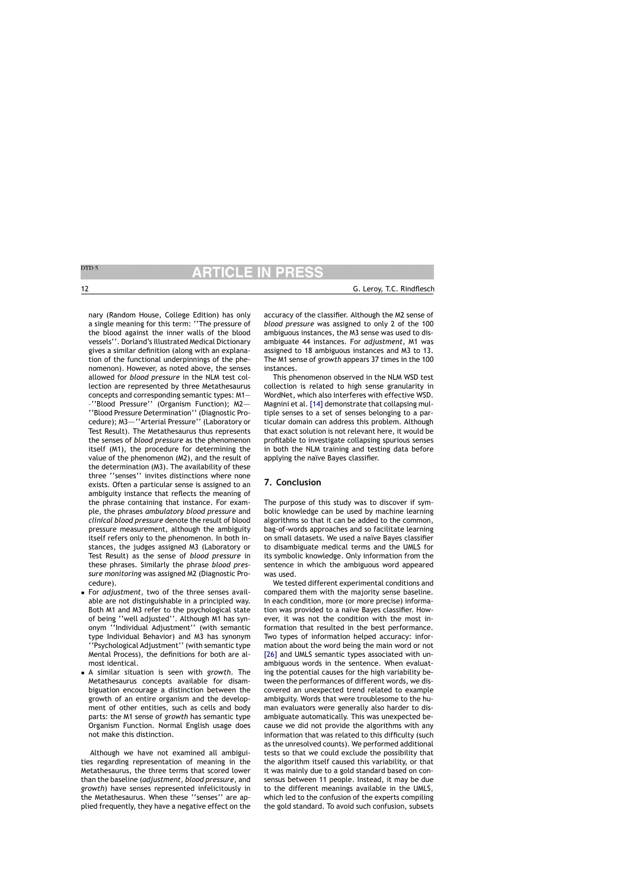nary (Random House, College Edition) has only a single meaning for this term: ''The pressure of the blood against the inner walls of the blood vessels''. Dorland's Illustrated Medical Dictionary gives a similar definition (along with an explanation of the functional underpinnings of the phenomenon). However, as noted above, the senses allowed for *blood pressure* in the NLM test collection are represented by three Metathesaurus concepts and corresponding semantic types: M1—''Blood Pressure'' (Organism Function); M2—''Blood Pressure Determination'' (Diagnostic Procedure); M3—''Arterial Pressure'' (Laboratory or Test Result). The Metathesaurus thus represents the senses of *blood pressure* as the phenomenon itself (M1), the procedure for determining the value of the phenomenon (M2), and the result of the determination (M3). The availability of these three ''senses'' invites distinctions where none exists. Often a particular sense is assigned to an ambiguity instance that reflects the meaning of the phrase containing that instance. For example, the phrases *ambulatory blood pressure* and *clinical blood pressure* denote the result of blood pressure measurement, although the ambiguity itself refers only to the phenomenon. In both instances, the judges assigned M3 (Laboratory or Test Result) as the sense of *blood pressure* in these phrases. Similarly the phrase *blood pressure monitoring* was assigned M2 (Diagnostic Procedure).

- For *adjustment*, two of the three senses available are not distinguishable in a principled way. Both M1 and M3 refer to the psychological state of being ''well adjusted''. Although M1 has synonym ''Individual Adjustment'' (with semantic type Individual Behavior) and M3 has synonym ''Psychological Adjustment'' (with semantic type Mental Process), the definitions for both are almost identical.
- A similar situation is seen with *growth*. The Metathesaurus concepts available for disambiguation encourage a distinction between the growth of an entire organism and the development of other entities, such as cells and body parts: the M1 sense of *growth* has semantic type Organism Function. Normal English usage does not make this distinction.

Although we have not examined all ambiguities regarding representation of meaning in the Metathesaurus, the three terms that scored lower than the baseline (*adjustment*, *blood pressure*, and *growth*) have senses represented infelicitously in the Metathesaurus. When these ''senses'' are applied frequently, they have a negative effect on the accuracy of the classifier. Although the M2 sense of *blood pressure* was assigned to only 2 of the 100 ambiguous instances, the M3 sense was used to disambiguate 44 instances. For *adjustment*, M1 was assigned to 18 ambiguous instances and M3 to 13. The M1 sense of *growth* appears 37 times in the 100 instances.

This phenomenon observed in the NLM WSD test collection is related to high sense granularity in WordNet, which also interferes with effective WSD. Magnini et al. [14] demonstrate that collapsing multiple senses to a set of senses belonging to a particular domain can address this problem. Although that exact solution is not relevant here, it would be profitable to investigate collapsing spurious senses in both the NLM training and testing data before applying the naïve Bayes classifier.

## 7. Conclusion

The purpose of this study was to discover if symbolic knowledge can be used by machine learning algorithms so that it can be added to the common, bag-of-words approaches and so facilitate learning on small datasets. We used a naïve Bayes classifier to disambiguate medical terms and the UMLS for its symbolic knowledge. Only information from the sentence in which the ambiguous word appeared was used.

We tested different experimental conditions and compared them with the majority sense baseline. In each condition, more (or more precise) information was provided to a naïve Bayes classifier. However, it was not the condition with the most information that resulted in the best performance. Two types of information helped accuracy: information about the word being the main word or not [26] and UMLS semantic types associated with unambiguous words in the sentence. When evaluating the potential causes for the high variability between the performances of different words, we discovered an unexpected trend related to example ambiguity. Words that were troublesome to the human evaluators were generally also harder to disambiguate automatically. This was unexpected because we did not provide the algorithms with any information that was related to this difficulty (such as the unresolved counts). We performed additional tests so that we could exclude the possibility that the algorithm itself caused this variability, or that it was mainly due to a gold standard based on consensus between 11 people. Instead, it may be due to the different meanings available in the UMLS, which led to the confusion of the experts compiling the gold standard. To avoid such confusion, subsets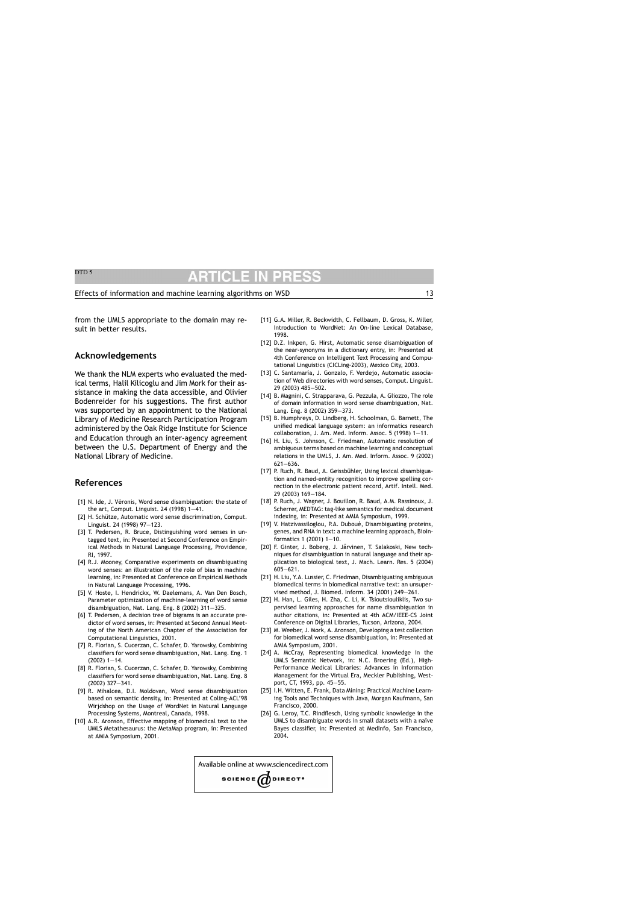from the UMLS appropriate to the domain may result in better results.

## Acknowledgements

We thank the NLM experts who evaluated the medical terms, Halil Kilicoglu and Jim Mork for their assistance in making the data accessible, and Olivier Bodenreider for his suggestions. The first author was supported by an appointment to the National Library of Medicine Research Participation Program administered by the Oak Ridge Institute for Science and Education through an inter-agency agreement between the U.S. Department of Energy and the National Library of Medicine.

## References

[1] N. Ide, J. Véronis, Word sense disambiguation: the state of the art, Comput. Linguist. 24 (1998) 1—41.

[2] H. Schütze, Automatic word sense discrimination, Comput. Linguist. 24 (1998) 97—123.

[3] T. Pedersen, R. Bruce, Distinguishing word senses in untagged text, in: Presented at Second Conference on Empirical Methods in Natural Language Processing, Providence, RI, 1997.

[4] R.J. Mooney, Comparative experiments on disambiguating word senses: an illustration of the role of bias in machine learning, in: Presented at Conference on Empirical Methods in Natural Language Processing, 1996.

[5] V. Hoste, I. Hendrickx, W. Daelemans, A. Van Den Bosch, Parameter optimization of machine-learning of word sense disambiguation, Nat. Lang. Eng. 8 (2002) 311—325.

[6] T. Pedersen, A decision tree of bigrams is an accurate predictor of word senses, in: Presented at Second Annual Meeting of the North American Chapter of the Association for Computational Linguistics, 2001.

[7] R. Florian, S. Cucerzan, C. Schafer, D. Yarowsky, Combining classifiers for word sense disambiguation, Nat. Lang. Eng. 1 (2002) 1—14.

[8] R. Florian, S. Cucerzan, C. Schafer, D. Yarowsky, Combining classifiers for word sense disambiguation, Nat. Lang. Eng. 8 (2002) 327—341.

[9] R. Mihalcea, D.I. Moldovan, Word sense disambiguation based on semantic density, in: Presented at Coling-ACL'98 Wirjdshop on the Usage of WordNet in Natural Language Processing Systems, Montreal, Canada, 1998.

[10] A.R. Aronson, Effective mapping of biomedical text to the UMLS Metathesaurus: the MetaMap program, in: Presented at AMIA Symposium, 2001.

[11] G.A. Miller, R. Beckwidth, C. Fellbaum, D. Gross, K. Miller, Introduction to WordNet: An On-line Lexical Database, 1998.

[12] D.Z. Inkpen, G. Hirst, Automatic sense disambiguation of the near-synonyms in a dictionary entry, in: Presented at 4th Conference on Intelligent Text Processing and Computational Linguistics (CICLing-2003), Mexico City, 2003.

[13] C. Santamaria, J. Gonzalo, F. Verdejo, Automatic association of Web directories with word senses, Comput. Linguist. 29 (2003) 485—502.

[14] B. Magnini, C. Strapparava, G. Pezzula, A. Gliozzo, The role of domain information in word sense disambiguation, Nat. Lang. Eng. 8 (2002) 359—373.

[15] B. Humphreys, D. Lindberg, H. Schoolman, G. Barnett, The unified medical language system: an informatics research collaboration, J. Am. Med. Inform. Assoc. 5 (1998) 1—11.

[16] H. Liu, S. Johnson, C. Friedman, Automatic resolution of ambiguous terms based on machine learning and conceptual relations in the UMLS, J. Am. Med. Inform. Assoc. 9 (2002) 621—636.

[17] P. Ruch, R. Baud, A. Geissbühler, Using lexical disambiguation and named-entity recognition to improve spelling correction in the electronic patient record, Artif. Intell. Med. 29 (2003) 169—184.

[18] P. Ruch, J. Wagner, J. Bouillon, R. Baud, A.M. Rassinoux, J. Scherrer, MEDTAG: tag-like semantics for medical document indexing, in: Presented at AMIA Symposium, 1999.

[19] V. Hatzivassiloglou, P.A. Duboué, Disambiguating proteins, genes, and RNA in text: a machine learning approach, Bioinformatics 1 (2001) 1—10.

[20] F. Ginter, J. Boberg, J. Järvinen, T. Salakoski, New techniques for disambiguation in natural language and their application to biological text, J. Mach. Learn. Res. 5 (2004) 605—621.

[21] H. Liu, Y.A. Lussier, C. Friedman, Disambiguating ambiguous biomedical terms in biomedical narrative text: an unsupervised method, J. Biomed. Inform. 34 (2001) 249—261.

[22] H. Han, L. Giles, H. Zha, C. Li, K. Tsioutsiouliklis, Two supervised learning approaches for name disambiguation in author citations, in: Presented at 4th ACM/IEEE-CS Joint Conference on Digital Libraries, Tucson, Arizona, 2004.

[23] M. Weeber, J. Mork, A. Aronson, Developing a test collection for biomedical word sense disambiguation, in: Presented at AMIA Symposium, 2001.

[24] A. McCray, Representing biomedical knowledge in the UMLS Semantic Network, in: N.C. Broering (Ed.), High-Performance Medical Libraries: Advances in Information Management for the Virtual Era, Meckler Publishing, Westport, CT, 1993, pp. 45—55.

[25] I.H. Witten, E. Frank, Data Mining: Practical Machine Learning Tools and Techniques with Java, Morgan Kaufmann, San Francisco, 2000.

[26] G. Leroy, T.C. Rindflesch, Using symbolic knowledge in the UMLS to disambiguate words in small datasets with a naïve Bayes classifier, in: Presented at MedInfo, San Francisco, 2004.

Available online at www.sciencedirect.com

SCIENCE DIRECT®